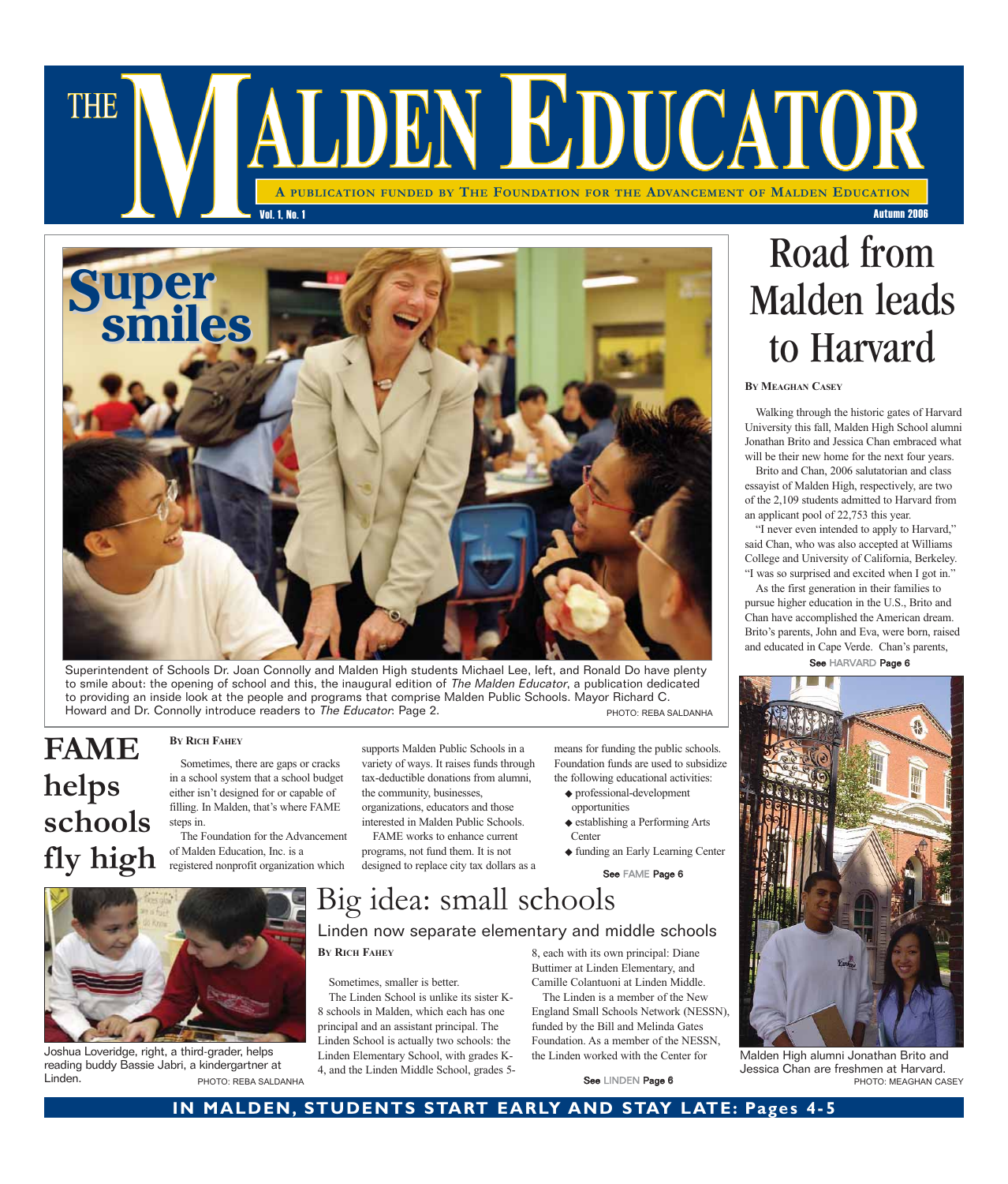# THE MALDEN EDUCATOR

**A publication funded by The Foundation for the Advancement of Malden Education**

Vol. 1, No. 1 — Autumn 2006

## Super smiles

Superintendent of Schools Dr. Joan Connolly and Malden High students Michael Lee, left, and Ronald Do have plenty to smile about: the opening of school and this, the inaugural edition of *The Malden Educator*, a publication dedicated to providing an inside look at the people and programs that comprise Malden Public Schools. Mayor Richard C. Howard and Dr. Connolly introduce readers to *The Educator*: Page 2. PHOTO: REBA SALDANHA

## FAME helps schools fly high

**By Rich Fahey**

Sometimes, there are gaps or cracks in a school system that a school budget either isn't designed for or capable of filling. In Malden, that's where FAME steps in.

The Foundation for the Advancement of Malden Education, Inc. is a registered nonprofit organization which supports Malden Public Schools in a variety of ways. It raises funds through tax-deductible donations from alumni, the community, businesses, organizations, educators and those interested in Malden Public Schools.

FAME works to enhance current programs, not fund them. It is not designed to replace city tax dollars as a means for funding the public schools. Foundation funds are used to subsidize the following educational activities:

- professional-development opportunities
- establishing a Performing Arts Center
- funding an Early Learning Center

See FAME Page 6

## Road from Malden leads to Harvard

**By Meaghan Casey**

Walking through the historic gates of Harvard University this fall, Malden High School alumni Jonathan Brito and Jessica Chan embraced what will be their new home for the next four years.

Brito and Chan, 2006 salutatorian and class essayist of Malden High, respectively, are two of the 2,109 students admitted to Harvard from an applicant pool of 22,753 this year.

"I never even intended to apply to Harvard," said Chan, who was also accepted at Williams College and University of California, Berkeley. "I was so surprised and excited when I got in."

As the first generation in their families to pursue higher education in the U.S., Brito and Chan have accomplished the American dream. Brito's parents, John and Eva, were born, raised and educated in Cape Verde. Chan's parents,

See HARVARD Page 6

Malden High alumni Jonathan Brito and Jessica Chan are freshmen at Harvard. PHOTO: MEAGHAN CASEY

## Big idea: small schools

### Linden now separate elementary and middle schools

**By Rich Fahey**

Sometimes, smaller is better.

The Linden School is unlike its sister K-8 schools in Malden, which each has one principal and an assistant principal. The Linden School is actually two schools: the Linden Elementary School, with grades K-4, and the Linden Middle School, grades 5-8, each with its own principal: Diane Buttimer at Linden Elementary, and Camille Colantuoni at Linden Middle.

The Linden is a member of the New England Small Schools Network (NESSN), funded by the Bill and Melinda Gates Foundation. As a member of the NESSN, the Linden worked with the Center for

See LINDEN Page 6

Joshua Loveridge, right, a third-grader, helps reading buddy Bassie Jabri, a kindergartner at Linden. PHOTO: REBA SALDANHA

**IN MALDEN, STUDENTS START EARLY AND STAY LATE: Pages 4-5**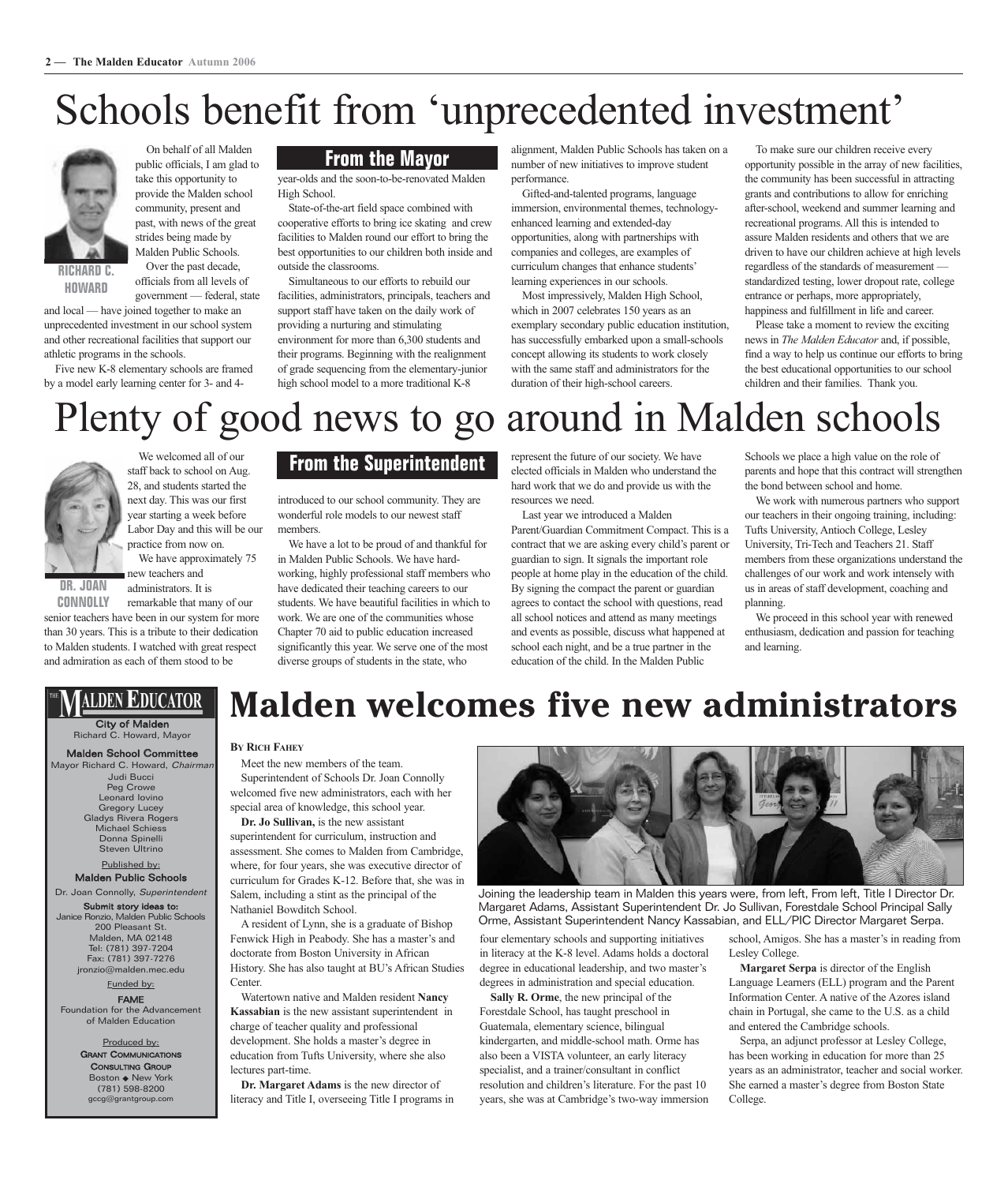# Schools benefit from 'unprecedented investment'

## From the Mayor

RICHARD C. HOWARD

On behalf of all Malden public officials, I am glad to take this opportunity to provide the Malden school community, present and past, with news of the great strides being made by Malden Public Schools.

Over the past decade, officials from all levels of government — federal, state and local — have joined together to make an unprecedented investment in our school system and other recreational facilities that support our athletic programs in the schools.

Five new K-8 elementary schools are framed by a model early learning center for 3- and 4-year-olds and the soon-to-be-renovated Malden High School.

State-of-the-art field space combined with cooperative efforts to bring ice skating and crew facilities to Malden round our effort to bring the best opportunities to our children both inside and outside the classrooms.

Simultaneous to our efforts to rebuild our facilities, administrators, principals, teachers and support staff have taken on the daily work of providing a nurturing and stimulating environment for more than 6,300 students and their programs. Beginning with the realignment of grade sequencing from the elementary-junior high school model to a more traditional K-8 alignment, Malden Public Schools has taken on a number of new initiatives to improve student performance.

Gifted-and-talented programs, language immersion, environmental themes, technology-enhanced learning and extended-day opportunities, along with partnerships with companies and colleges, are examples of curriculum changes that enhance students' learning experiences in our schools.

Most impressively, Malden High School, which in 2007 celebrates 150 years as an exemplary secondary public education institution, has successfully embarked upon a small-schools concept allowing its students to work closely with the same staff and administrators for the duration of their high-school careers.

To make sure our children receive every opportunity possible in the array of new facilities, the community has been successful in attracting grants and contributions to allow for enriching after-school, weekend and summer learning and recreational programs. All this is intended to assure Malden residents and others that we are driven to have our children achieve at high levels regardless of the standards of measurement — standardized testing, lower dropout rate, college entrance or perhaps, more appropriately, happiness and fulfillment in life and career.

Please take a moment to review the exciting news in *The Malden Educator* and, if possible, find a way to help us continue our efforts to bring the best educational opportunities to our school children and their families. Thank you.

# Plenty of good news to go around in Malden schools

## From the Superintendent

DR. JOAN CONNOLLY

We welcomed all of our staff back to school on Aug. 28, and students started the next day. This was our first year starting a week before Labor Day and this will be our practice from now on.

We have approximately 75 new teachers and administrators. It is remarkable that many of our senior teachers have been in our system for more than 30 years. This is a tribute to their dedication to Malden students. I watched with great respect and admiration as each of them stood to be introduced to our school community. They are wonderful role models to our newest staff members.

We have a lot to be proud of and thankful for in Malden Public Schools. We have hard-working, highly professional staff members who have dedicated their teaching careers to our students. We have beautiful facilities in which to work. We are one of the communities whose Chapter 70 aid to public education increased significantly this year. We serve one of the most diverse groups of students in the state, who represent the future of our society. We have elected officials in Malden who understand the hard work that we do and provide us with the resources we need.

Last year we introduced a Malden Parent/Guardian Commitment Compact. This is a contract that we are asking every child's parent or guardian to sign. It signals the important role people at home play in the education of the child. By signing the compact the parent or guardian agrees to contact the school with questions, read all school notices and attend as many meetings and events as possible, discuss what happened at school each night, and be a true partner in the education of the child. In the Malden Public Schools we place a high value on the role of parents and hope that this contract will strengthen the bond between school and home.

We work with numerous partners who support our teachers in their ongoing training, including: Tufts University, Antioch College, Lesley University, Tri-Tech and Teachers 21. Staff members from these organizations understand the challenges of our work and work intensely with us in areas of staff development, coaching and planning.

We proceed in this school year with renewed enthusiasm, dedication and passion for teaching and learning.

---

**THE MALDEN EDUCATOR**

**City of Malden**
Richard C. Howard, Mayor

**Malden School Committee**
Mayor Richard C. Howard, *Chairman*
Judi Bucci
Peg Crowe
Leonard Iovino
Gregory Lucey
Gladys Rivera Rogers
Michael Schiess
Donna Spinelli
Steven Ultrino

Published by:
**Malden Public Schools**
Dr. Joan Connolly, *Superintendent*

**Submit story ideas to:**
Janice Ronzio, Malden Public Schools
200 Pleasant St.
Malden, MA 02148
Tel: (781) 397-7204
Fax: (781) 397-7276
jronzio@malden.mec.edu

Funded by:
**FAME**
Foundation for the Advancement of Malden Education

Produced by:
**GRANT COMMUNICATIONS CONSULTING GROUP**
Boston ◆ New York
(781) 598-8200
gccg@grantgroup.com

---

# Malden welcomes five new administrators

**BY RICH FAHEY**

Meet the new members of the team.

Superintendent of Schools Dr. Joan Connolly welcomed five new administrators, each with her special area of knowledge, this school year.

**Dr. Jo Sullivan,** is the new assistant superintendent for curriculum, instruction and assessment. She comes to Malden from Cambridge, where, for four years, she was executive director of curriculum for Grades K-12. Before that, she was in Salem, including a stint as the principal of the Nathaniel Bowditch School.

A resident of Lynn, she is a graduate of Bishop Fenwick High in Peabody. She has a master's and doctorate from Boston University in African History. She has also taught at BU's African Studies Center.

Watertown native and Malden resident **Nancy Kassabian** is the new assistant superintendent in charge of teacher quality and professional development. She holds a master's degree in education from Tufts University, where she also lectures part-time.

**Dr. Margaret Adams** is the new director of literacy and Title I, overseeing Title I programs in four elementary schools and supporting initiatives in literacy at the K-8 level. Adams holds a doctoral degree in educational leadership, and two master's degrees in administration and special education.

Joining the leadership team in Malden this years were, from left, From left, Title I Director Dr. Margaret Adams, Assistant Superintendent Dr. Jo Sullivan, Forestdale School Principal Sally Orme, Assistant Superintendent Nancy Kassabian, and ELL/PIC Director Margaret Serpa.

**Sally R. Orme**, the new principal of the Forestdale School, has taught preschool in Guatemala, elementary science, bilingual kindergarten, and middle-school math. Orme has also been a VISTA volunteer, an early literacy specialist, and a trainer/consultant in conflict resolution and children's literature. For the past 10 years, she was at Cambridge's two-way immersion school, Amigos. She has a master's in reading from Lesley College.

**Margaret Serpa** is director of the English Language Learners (ELL) program and the Parent Information Center. A native of the Azores island chain in Portugal, she came to the U.S. as a child and entered the Cambridge schools.

Serpa, an adjunct professor at Lesley College, has been working in education for more than 25 years as an administrator, teacher and social worker. She earned a master's degree from Boston State College.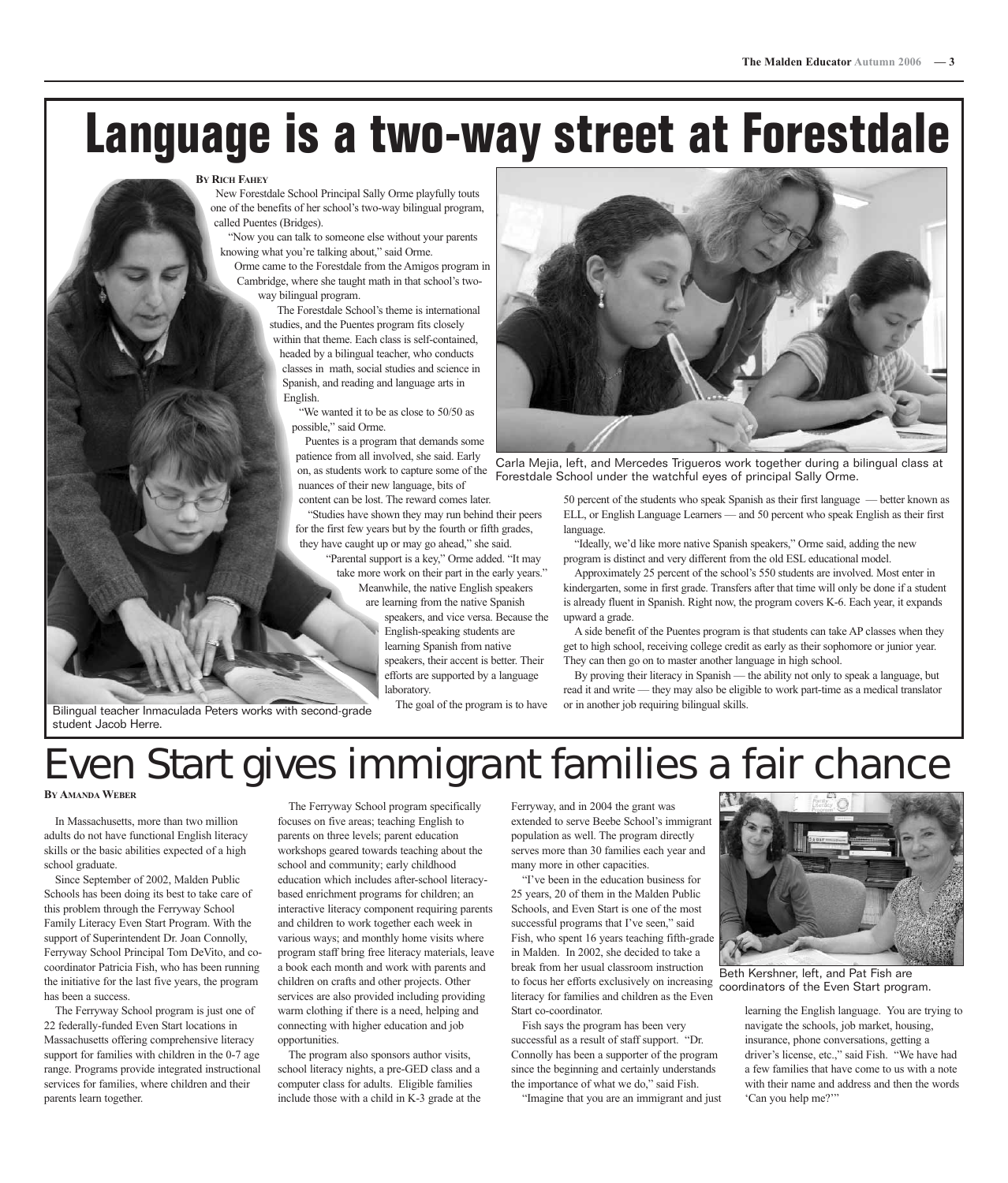# Language is a two-way street at Forestdale

**By Rich Fahey**

New Forestdale School Principal Sally Orme playfully touts one of the benefits of her school's two-way bilingual program, called Puentes (Bridges).

"Now you can talk to someone else without your parents knowing what you're talking about," said Orme.

Orme came to the Forestdale from the Amigos program in Cambridge, where she taught math in that school's two-way bilingual program.

The Forestdale School's theme is international studies, and the Puentes program fits closely within that theme. Each class is self-contained, headed by a bilingual teacher, who conducts classes in math, social studies and science in Spanish, and reading and language arts in English.

"We wanted it to be as close to 50/50 as possible," said Orme.

Puentes is a program that demands some patience from all involved, she said. Early on, as students work to capture some of the nuances of their new language, bits of content can be lost. The reward comes later.

"Studies have shown they may run behind their peers for the first few years but by the fourth or fifth grades, they have caught up or may go ahead," she said.

"Parental support is a key," Orme added. "It may take more work on their part in the early years."

Meanwhile, the native English speakers are learning from the native Spanish speakers, and vice versa. Because the English-speaking students are learning Spanish from native speakers, their accent is better. Their efforts are supported by a language laboratory.

The goal of the program is to have 50 percent of the students who speak Spanish as their first language — better known as ELL, or English Language Learners — and 50 percent who speak English as their first language.

"Ideally, we'd like more native Spanish speakers," Orme said, adding the new program is distinct and very different from the old ESL educational model.

Approximately 25 percent of the school's 550 students are involved. Most enter in kindergarten, some in first grade. Transfers after that time will only be done if a student is already fluent in Spanish. Right now, the program covers K-6. Each year, it expands upward a grade.

A side benefit of the Puentes program is that students can take AP classes when they get to high school, receiving college credit as early as their sophomore or junior year. They can then go on to master another language in high school.

By proving their literacy in Spanish — the ability not only to speak a language, but read it and write — they may also be eligible to work part-time as a medical translator or in another job requiring bilingual skills.

Bilingual teacher Inmaculada Peters works with second-grade student Jacob Herre.

Carla Mejia, left, and Mercedes Trigueros work together during a bilingual class at Forestdale School under the watchful eyes of principal Sally Orme.

# Even Start gives immigrant families a fair chance

**By Amanda Weber**

In Massachusetts, more than two million adults do not have functional English literacy skills or the basic abilities expected of a high school graduate.

Since September of 2002, Malden Public Schools has been doing its best to take care of this problem through the Ferryway School Family Literacy Even Start Program. With the support of Superintendent Dr. Joan Connolly, Ferryway School Principal Tom DeVito, and co-coordinator Patricia Fish, who has been running the initiative for the last five years, the program has been a success.

The Ferryway School program is just one of 22 federally-funded Even Start locations in Massachusetts offering comprehensive literacy support for families with children in the 0-7 age range. Programs provide integrated instructional services for families, where children and their parents learn together.

The Ferryway School program specifically focuses on five areas; teaching English to parents on three levels; parent education workshops geared towards teaching about the school and community; early childhood education which includes after-school literacy-based enrichment programs for children; an interactive literacy component requiring parents and children to work together each week in various ways; and monthly home visits where program staff bring free literacy materials, leave a book each month and work with parents and children on crafts and other projects. Other services are also provided including providing warm clothing if there is a need, helping and connecting with higher education and job opportunities.

The program also sponsors author visits, school literacy nights, a pre-GED class and a computer class for adults. Eligible families include those with a child in K-3 grade at the Ferryway, and in 2004 the grant was extended to serve Beebe School's immigrant population as well. The program directly serves more than 30 families each year and many more in other capacities.

"I've been in the education business for 25 years, 20 of them in the Malden Public Schools, and Even Start is one of the most successful programs that I've seen," said Fish, who spent 16 years teaching fifth-grade in Malden. In 2002, she decided to take a break from her usual classroom instruction to focus her efforts exclusively on increasing literacy for families and children as the Even Start co-coordinator.

Fish says the program has been very successful as a result of staff support. "Dr. Connolly has been a supporter of the program since the beginning and certainly understands the importance of what we do," said Fish.

"Imagine that you are an immigrant and just learning the English language. You are trying to navigate the schools, job market, housing, insurance, phone conversations, getting a driver's license, etc.," said Fish. "We have had a few families that have come to us with a note with their name and address and then the words 'Can you help me?'"

Beth Kershner, left, and Pat Fish are coordinators of the Even Start program.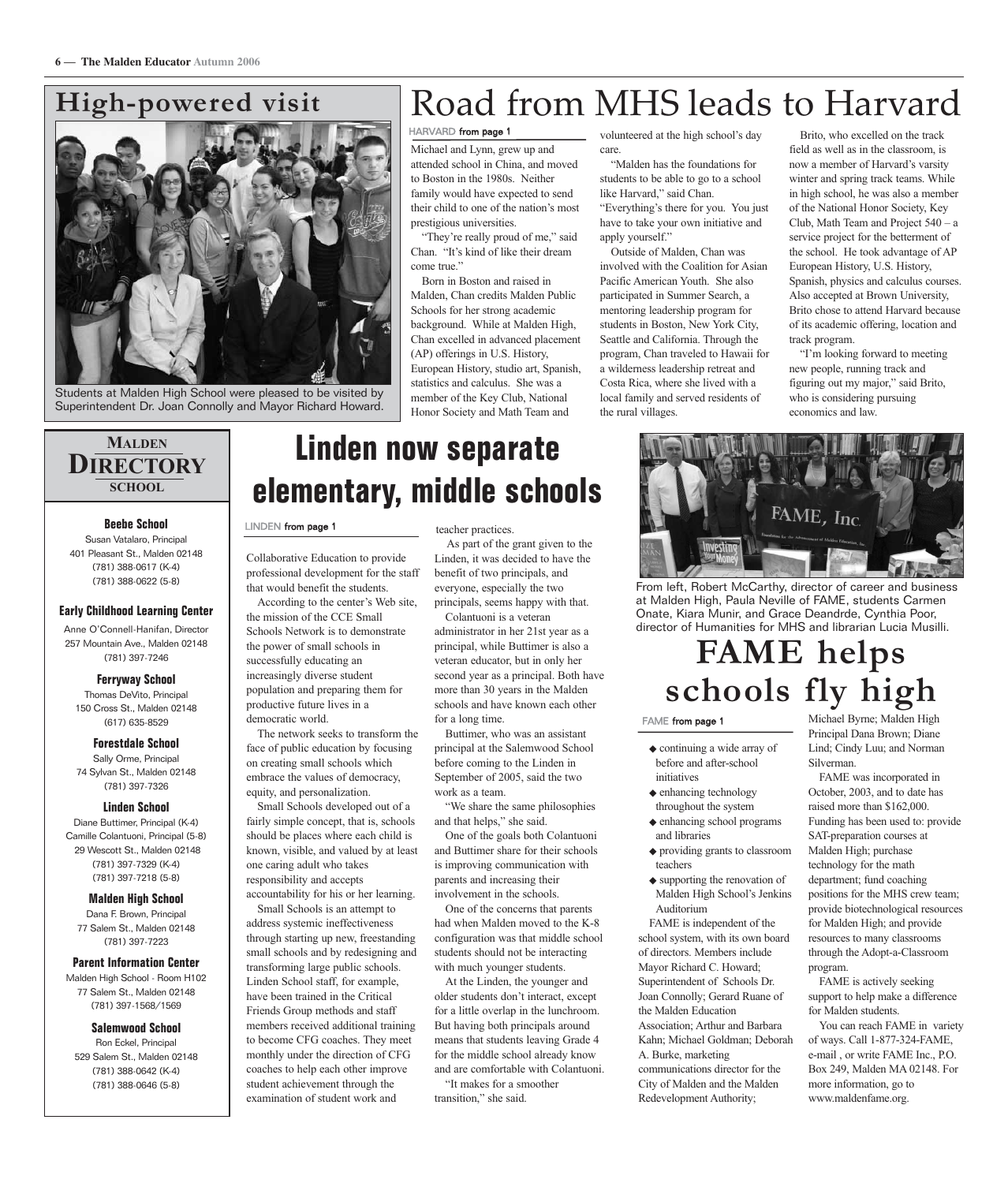## High-powered visit

Students at Malden High School were pleased to be visited by Superintendent Dr. Joan Connolly and Mayor Richard Howard.

# Road from MHS leads to Harvard

HARVARD **from page 1**

Michael and Lynn, grew up and attended school in China, and moved to Boston in the 1980s. Neither family would have expected to send their child to one of the nation's most prestigious universities.

"They're really proud of me," said Chan. "It's kind of like their dream come true."

Born in Boston and raised in Malden, Chan credits Malden Public Schools for her strong academic background. While at Malden High, Chan excelled in advanced placement (AP) offerings in U.S. History, European History, studio art, Spanish, statistics and calculus. She was a member of the Key Club, National Honor Society and Math Team and volunteered at the high school's day care.

"Malden has the foundations for students to be able to go to a school like Harvard," said Chan. "Everything's there for you. You just have to take your own initiative and apply yourself."

Outside of Malden, Chan was involved with the Coalition for Asian Pacific American Youth. She also participated in Summer Search, a mentoring leadership program for students in Boston, New York City, Seattle and California. Through the program, Chan traveled to Hawaii for a wilderness leadership retreat and Costa Rica, where she lived with a local family and served residents of the rural villages.

Brito, who excelled on the track field as well as in the classroom, is now a member of Harvard's varsity winter and spring track teams. While in high school, he was also a member of the National Honor Society, Key Club, Math Team and Project 540 – a service project for the betterment of the school. He took advantage of AP European History, U.S. History, Spanish, physics and calculus courses. Also accepted at Brown University, Brito chose to attend Harvard because of its academic offering, location and track program.

"I'm looking forward to meeting new people, running track and figuring out my major," said Brito, who is considering pursuing economics and law.

## Malden School Directory

**Beebe School**
Susan Vatalaro, Principal
401 Pleasant St., Malden 02148
(781) 388-0617 (K-4)
(781) 388-0622 (5-8)

**Early Childhood Learning Center**
Anne O'Connell-Hanifan, Director
257 Mountain Ave., Malden 02148
(781) 397-7246

**Ferryway School**
Thomas DeVito, Principal
150 Cross St., Malden 02148
(617) 635-8529

**Forestdale School**
Sally Orme, Principal
74 Sylvan St., Malden 02148
(781) 397-7326

**Linden School**
Diane Buttimer, Principal (K-4)
Camille Colantuoni, Principal (5-8)
29 Wescott St., Malden 02148
(781) 397-7329 (K-4)
(781) 397-7218 (5-8)

**Malden High School**
Dana F. Brown, Principal
77 Salem St., Malden 02148
(781) 397-7223

**Parent Information Center**
Malden High School - Room H102
77 Salem St., Malden 02148
(781) 397-1568/1569

**Salemwood School**
Ron Eckel, Principal
529 Salem St., Malden 02148
(781) 388-0642 (K-4)
(781) 388-0646 (5-8)

# Linden now separate elementary, middle schools

LINDEN **from page 1**

Collaborative Education to provide professional development for the staff that would benefit the students.

According to the center's Web site, the mission of the CCE Small Schools Network is to demonstrate the power of small schools in successfully educating an increasingly diverse student population and preparing them for productive future lives in a democratic world.

The network seeks to transform the face of public education by focusing on creating small schools which embrace the values of democracy, equity, and personalization.

Small Schools developed out of a fairly simple concept, that is, schools should be places where each child is known, visible, and valued by at least one caring adult who takes responsibility and accepts accountability for his or her learning.

Small Schools is an attempt to address systemic ineffectiveness through starting up new, freestanding small schools and by redesigning and transforming large public schools. Linden School staff, for example, have been trained in the Critical Friends Group methods and staff members received additional training to become CFG coaches. They meet monthly under the direction of CFG coaches to help each other improve student achievement through the examination of student work and teacher practices.

As part of the grant given to the Linden, it was decided to have the benefit of two principals, and everyone, especially the two principals, seems happy with that.

Colantuoni is a veteran administrator in her 21st year as a principal, while Buttimer is also a veteran educator, but in only her second year as a principal. Both have more than 30 years in the Malden schools and have known each other for a long time.

Buttimer, who was an assistant principal at the Salemwood School before coming to the Linden in September of 2005, said the two work as a team.

"We share the same philosophies and that helps," she said.

One of the goals both Colantuoni and Buttimer share for their schools is improving communication with parents and increasing their involvement in the schools.

One of the concerns that parents had when Malden moved to the K-8 configuration was that middle school students should not be interacting with much younger students.

At the Linden, the younger and older students don't interact, except for a little overlap in the lunchroom. But having both principals around means that students leaving Grade 4 for the middle school already know and are comfortable with Colantuoni.

"It makes for a smoother transition," she said.

From left, Robert McCarthy, director of career and business at Malden High, Paula Neville of FAME, students Carmen Onate, Kiara Munir, and Grace Deandrde, Cynthia Poor, director of Humanities for MHS and librarian Lucia Musilli.

# FAME helps schools fly high

FAME **from page 1**

- continuing a wide array of before and after-school initiatives
- enhancing technology throughout the system
- enhancing school programs and libraries
- providing grants to classroom teachers
- supporting the renovation of Malden High School's Jenkins Auditorium

FAME is independent of the school system, with its own board of directors. Members include Mayor Richard C. Howard; Superintendent of Schools Dr. Joan Connolly; Gerard Ruane of the Malden Education Association; Arthur and Barbara Kahn; Michael Goldman; Deborah A. Burke, marketing communications director for the City of Malden and the Malden Redevelopment Authority; Michael Byrne; Malden High Principal Dana Brown; Diane Lind; Cindy Luu; and Norman Silverman.

FAME was incorporated in October, 2003, and to date has raised more than $162,000. Funding has been used to: provide SAT-preparation courses at Malden High; purchase technology for the math department; fund coaching positions for the MHS crew team; provide biotechnological resources for Malden High; and provide resources to many classrooms through the Adopt-a-Classroom program.

FAME is actively seeking support to help make a difference for Malden students.

You can reach FAME in variety of ways. Call 1-877-324-FAME, e-mail , or write FAME Inc., P.O. Box 249, Malden MA 02148. For more information, go to www.maldenfame.org.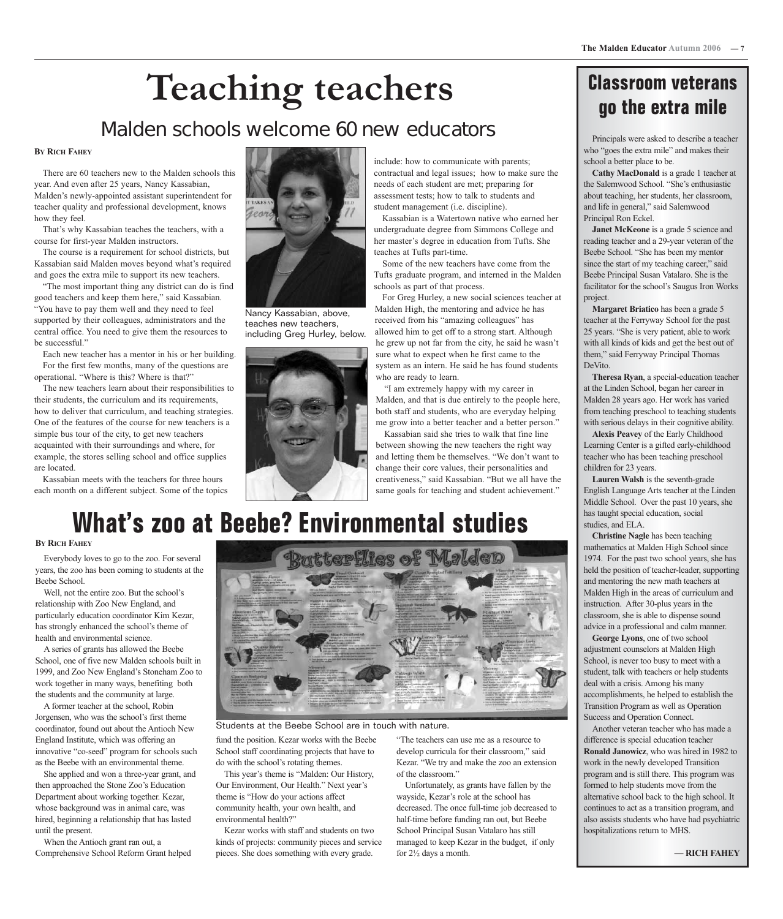# Teaching teachers

## Malden schools welcome 60 new educators

**By Rich Fahey**

There are 60 teachers new to the Malden schools this year. And even after 25 years, Nancy Kassabian, Malden's newly-appointed assistant superintendent for teacher quality and professional development, knows how they feel.

That's why Kassabian teaches the teachers, with a course for first-year Malden instructors.

The course is a requirement for school districts, but Kassabian said Malden moves beyond what's required and goes the extra mile to support its new teachers.

"The most important thing any district can do is find good teachers and keep them here," said Kassabian. "You have to pay them well and they need to feel supported by their colleagues, administrators and the central office. You need to give them the resources to be successful."

Each new teacher has a mentor in his or her building.

For the first few months, many of the questions are operational. "Where is this? Where is that?"

The new teachers learn about their responsibilities to their students, the curriculum and its requirements, how to deliver that curriculum, and teaching strategies. One of the features of the course for new teachers is a simple bus tour of the city, to get new teachers acquainted with their surroundings and where, for example, the stores selling school and office supplies are located.

Kassabian meets with the teachers for three hours each month on a different subject. Some of the topics include: how to communicate with parents; contractual and legal issues; how to make sure the needs of each student are met; preparing for assessment tests; how to talk to students and student management (i.e. discipline).

Nancy Kassabian, above, teaches new teachers, including Greg Hurley, below.

Kassabian is a Watertown native who earned her undergraduate degree from Simmons College and her master's degree in education from Tufts. She teaches at Tufts part-time.

Some of the new teachers have come from the Tufts graduate program, and interned in the Malden schools as part of that process.

For Greg Hurley, a new social sciences teacher at Malden High, the mentoring and advice he has received from his "amazing colleagues" has allowed him to get off to a strong start. Although he grew up not far from the city, he said he wasn't sure what to expect when he first came to the system as an intern. He said he has found students who are ready to learn.

"I am extremely happy with my career in Malden, and that is due entirely to the people here, both staff and students, who are everyday helping me grow into a better teacher and a better person."

Kassabian said she tries to walk that fine line between showing the new teachers the right way and letting them be themselves. "We don't want to change their core values, their personalities and creativeness," said Kassabian. "But we all have the same goals for teaching and student achievement."

# What's zoo at Beebe? Environmental studies

**By Rich Fahey**

Everybody loves to go to the zoo. For several years, the zoo has been coming to students at the Beebe School.

Well, not the entire zoo. But the school's relationship with Zoo New England, and particularly education coordinator Kim Kezar, has strongly enhanced the school's theme of health and environmental science.

A series of grants has allowed the Beebe School, one of five new Malden schools built in 1999, and Zoo New England's Stoneham Zoo to work together in many ways, benefiting both the students and the community at large.

A former teacher at the school, Robin Jorgensen, who was the school's first theme coordinator, found out about the Antioch New England Institute, which was offering an innovative "co-seed" program for schools such as the Beebe with an environmental theme.

She applied and won a three-year grant, and then approached the Stone Zoo's Education Department about working together. Kezar, whose background was in animal care, was hired, beginning a relationship that has lasted until the present.

When the Antioch grant ran out, a Comprehensive School Reform Grant helped fund the position. Kezar works with the Beebe School staff coordinating projects that have to do with the school's rotating themes.

Students at the Beebe School are in touch with nature.

This year's theme is "Malden: Our History, Our Environment, Our Health." Next year's theme is "How do your actions affect community health, your own health, and environmental health?"

Kezar works with staff and students on two kinds of projects: community pieces and service pieces. She does something with every grade.

"The teachers can use me as a resource to develop curricula for their classroom," said Kezar. "We try and make the zoo an extension of the classroom."

Unfortunately, as grants have fallen by the wayside, Kezar's role at the school has decreased. The once full-time job decreased to half-time before funding ran out, but Beebe School Principal Susan Vatalaro has still managed to keep Kezar in the budget, if only for 2½ days a month.

# Classroom veterans go the extra mile

Principals were asked to describe a teacher who "goes the extra mile" and makes their school a better place to be.

**Cathy MacDonald** is a grade 1 teacher at the Salemwood School. "She's enthusiastic about teaching, her students, her classroom, and life in general," said Salemwood Principal Ron Eckel.

**Janet McKeone** is a grade 5 science and reading teacher and a 29-year veteran of the Beebe School. "She has been my mentor since the start of my teaching career," said Beebe Principal Susan Vatalaro. She is the facilitator for the school's Saugus Iron Works project.

**Margaret Briatico** has been a grade 5 teacher at the Ferryway School for the past 25 years. "She is very patient, able to work with all kinds of kids and get the best out of them," said Ferryway Principal Thomas DeVito.

**Theresa Ryan**, a special-education teacher at the Linden School, began her career in Malden 28 years ago. Her work has varied from teaching preschool to teaching students with serious delays in their cognitive ability.

**Alexis Peavey** of the Early Childhood Learning Center is a gifted early-childhood teacher who has been teaching preschool children for 23 years.

**Lauren Walsh** is the seventh-grade English Language Arts teacher at the Linden Middle School. Over the past 10 years, she has taught special education, social studies, and ELA.

**Christine Nagle** has been teaching mathematics at Malden High School since 1974. For the past two school years, she has held the position of teacher-leader, supporting and mentoring the new math teachers at Malden High in the areas of curriculum and instruction. After 30-plus years in the classroom, she is able to dispense sound advice in a professional and calm manner.

**George Lyons**, one of two school adjustment counselors at Malden High School, is never too busy to meet with a student, talk with teachers or help students deal with a crisis. Among his many accomplishments, he helped to establish the Transition Program as well as Operation Success and Operation Connect.

Another veteran teacher who has made a difference is special education teacher **Ronald Janowicz**, who was hired in 1982 to work in the newly developed Transition program and is still there. This program was formed to help students move from the alternative school back to the high school. It continues to act as a transition program, and also assists students who have had psychiatric hospitalizations return to MHS.

**— Rich Fahey**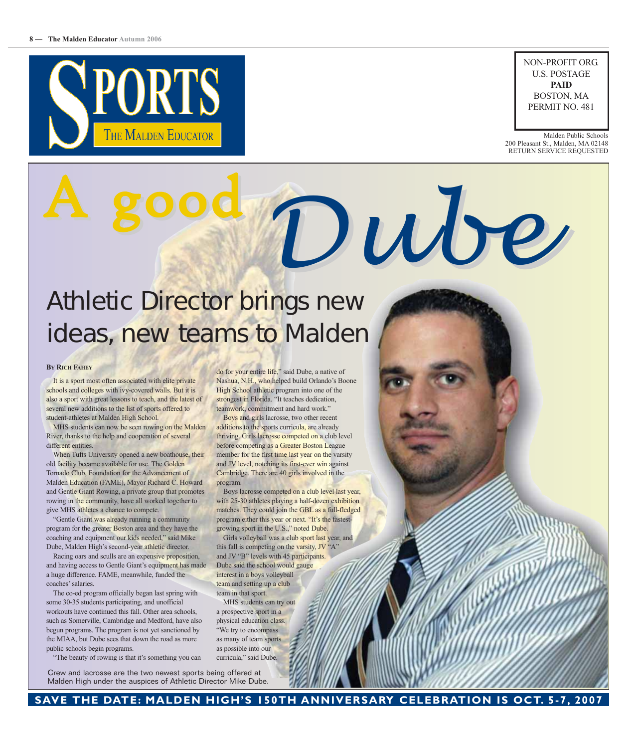# SPORTS

THE MALDEN EDUCATOR

NON-PROFIT ORG.
U.S. POSTAGE
**PAID**
BOSTON, MA
PERMIT NO. 481

Malden Public Schools
200 Pleasant St., Malden, MA 02148
RETURN SERVICE REQUESTED

# A good *Dube*

## Athletic Director brings new ideas, new teams to Malden

**BY RICH FAHEY**

It is a sport most often associated with elite private schools and colleges with ivy-covered walls. But it is also a sport with great lessons to teach, and the latest of several new additions to the list of sports offered to student-athletes at Malden High School.

MHS students can now be seen rowing on the Malden River, thanks to the help and cooperation of several different entities.

When Tufts University opened a new boathouse, their old facility became available for use. The Golden Tornado Club, Foundation for the Advancement of Malden Education (FAME), Mayor Richard C. Howard and Gentle Giant Rowing, a private group that promotes rowing in the community, have all worked together to give MHS athletes a chance to compete.

"Gentle Giant was already running a community program for the greater Boston area and they have the coaching and equipment our kids needed," said Mike Dube, Malden High's second-year athletic director.

Racing oars and sculls are an expensive proposition, and having access to Gentle Giant's equipment has made a huge difference. FAME, meanwhile, funded the coaches' salaries.

The co-ed program officially began last spring with some 30-35 students participating, and unofficial workouts have continued this fall. Other area schools, such as Somerville, Cambridge and Medford, have also begun programs. The program is not yet sanctioned by the MIAA, but Dube sees that down the road as more public schools begin programs.

"The beauty of rowing is that it's something you can do for your entire life," said Dube, a native of Nashua, N.H., who helped build Orlando's Boone High School athletic program into one of the strongest in Florida. "It teaches dedication, teamwork, commitment and hard work."

Boys and girls lacrosse, two other recent additions to the sports curricula, are already thriving. Girls lacrosse competed on a club level before competing as a Greater Boston League member for the first time last year on the varsity and JV level, notching its first-ever win against Cambridge. There are 40 girls involved in the program.

Boys lacrosse competed on a club level last year, with 25-30 athletes playing a half-dozen exhibition matches. They could join the GBL as a full-fledged program either this year or next. "It's the fastest-growing sport in the U.S.," noted Dube.

Girls volleyball was a club sport last year, and this fall is competing on the varsity, JV "A" and JV "B" levels with 45 participants. Dube said the school would gauge interest in a boys volleyball team and setting up a club team in that sport.

MHS students can try out a prospective sport in a physical education class. "We try to encompass as many of team sports as possible into our curricula," said Dube.

Crew and lacrosse are the two newest sports being offered at Malden High under the auspices of Athletic Director Mike Dube.

**SAVE THE DATE: MALDEN HIGH'S 150TH ANNIVERSARY CELEBRATION IS OCT. 5-7, 2007**